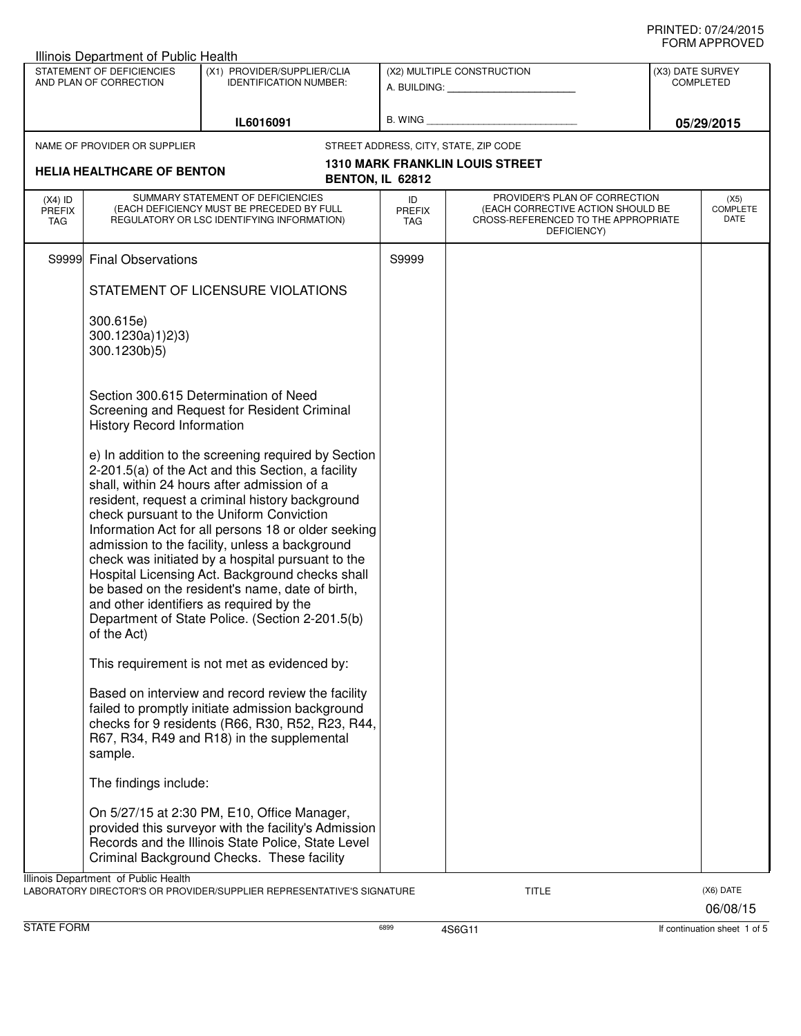PRINTED: 07/24/2015
FORM APPROVED

Illinois Department of Public Health

| STATEMENT OF DEFICIENCIES AND PLAN OF CORRECTION | (X1) PROVIDER/SUPPLIER/CLIA IDENTIFICATION NUMBER: | (X2) MULTIPLE CONSTRUCTION | (X3) DATE SURVEY COMPLETED |
|---|---|---|---|
| | IL6016091 | A. BUILDING: _______ B. WING _______ | 05/29/2015 |

NAME OF PROVIDER OR SUPPLIER: **HELIA HEALTHCARE OF BENTON**

STREET ADDRESS, CITY, STATE, ZIP CODE: **1310 MARK FRANKLIN LOUIS STREET, BENTON, IL 62812**

| (X4) ID PREFIX TAG | SUMMARY STATEMENT OF DEFICIENCIES (EACH DEFICIENCY MUST BE PRECEDED BY FULL REGULATORY OR LSC IDENTIFYING INFORMATION) | ID PREFIX TAG | PROVIDER'S PLAN OF CORRECTION (EACH CORRECTIVE ACTION SHOULD BE CROSS-REFERENCED TO THE APPROPRIATE DEFICIENCY) | (X5) COMPLETE DATE |
|---|---|---|---|---|
| S9999 | Final Observations | S9999 | | |

STATEMENT OF LICENSURE VIOLATIONS

300.615e)
300.1230a)1)2)3)
300.1230b)5)

Section 300.615 Determination of Need Screening and Request for Resident Criminal History Record Information

e) In addition to the screening required by Section 2-201.5(a) of the Act and this Section, a facility shall, within 24 hours after admission of a resident, request a criminal history background check pursuant to the Uniform Conviction Information Act for all persons 18 or older seeking admission to the facility, unless a background check was initiated by a hospital pursuant to the Hospital Licensing Act. Background checks shall be based on the resident's name, date of birth, and other identifiers as required by the Department of State Police. (Section 2-201.5(b) of the Act)

This requirement is not met as evidenced by:

Based on interview and record review the facility failed to promptly initiate admission background checks for 9 residents (R66, R30, R52, R23, R44, R67, R34, R49 and R18) in the supplemental sample.

The findings include:

On 5/27/15 at 2:30 PM, E10, Office Manager, provided this surveyor with the facility's Admission Records and the Illinois State Police, State Level Criminal Background Checks. These facility

Illinois Department of Public Health
LABORATORY DIRECTOR'S OR PROVIDER/SUPPLIER REPRESENTATIVE'S SIGNATURE — TITLE — (X6) DATE 06/08/15

STATE FORM 6899 4S6G11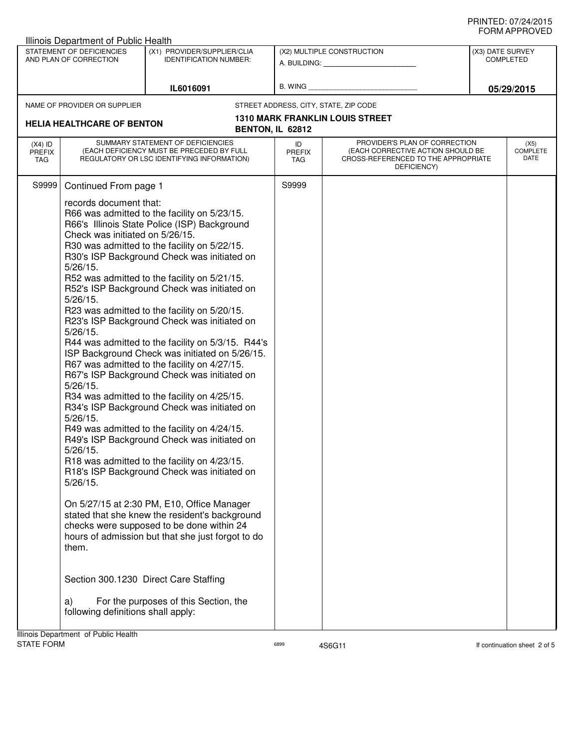Illinois Department of Public Health

| STATEMENT OF DEFICIENCIES AND PLAN OF CORRECTION | (X1) PROVIDER/SUPPLIER/CLIA IDENTIFICATION NUMBER: | (X2) MULTIPLE CONSTRUCTION | (X3) DATE SURVEY COMPLETED |
|---|---|---|---|
| | IL6016091 | A. BUILDING: ______ B. WING ______ | 05/29/2015 |

NAME OF PROVIDER OR SUPPLIER: **HELIA HEALTHCARE OF BENTON**

STREET ADDRESS, CITY, STATE, ZIP CODE: **1310 MARK FRANKLIN LOUIS STREET BENTON, IL 62812**

| (X4) ID PREFIX TAG | SUMMARY STATEMENT OF DEFICIENCIES (EACH DEFICIENCY MUST BE PRECEDED BY FULL REGULATORY OR LSC IDENTIFYING INFORMATION) | ID PREFIX TAG | PROVIDER'S PLAN OF CORRECTION (EACH CORRECTIVE ACTION SHOULD BE CROSS-REFERENCED TO THE APPROPRIATE DEFICIENCY) | (X5) COMPLETE DATE |
|---|---|---|---|---|
| S9999 | Continued From page 1 | S9999 | | |

records document that:
R66 was admitted to the facility on 5/23/15.
R66's Illinois State Police (ISP) Background Check was initiated on 5/26/15.
R30 was admitted to the facility on 5/22/15.
R30's ISP Background Check was initiated on 5/26/15.
R52 was admitted to the facility on 5/21/15.
R52's ISP Background Check was initiated on 5/26/15.
R23 was admitted to the facility on 5/20/15.
R23's ISP Background Check was initiated on 5/26/15.
R44 was admitted to the facility on 5/3/15. R44's ISP Background Check was initiated on 5/26/15.
R67 was admitted to the facility on 4/27/15.
R67's ISP Background Check was initiated on 5/26/15.
R34 was admitted to the facility on 4/25/15.
R34's ISP Background Check was initiated on 5/26/15.
R49 was admitted to the facility on 4/24/15.
R49's ISP Background Check was initiated on 5/26/15.
R18 was admitted to the facility on 4/23/15.
R18's ISP Background Check was initiated on 5/26/15.

On 5/27/15 at 2:30 PM, E10, Office Manager stated that she knew the resident's background checks were supposed to be done within 24 hours of admission but that she just forgot to do them.

Section 300.1230 Direct Care Staffing

a) For the purposes of this Section, the following definitions shall apply: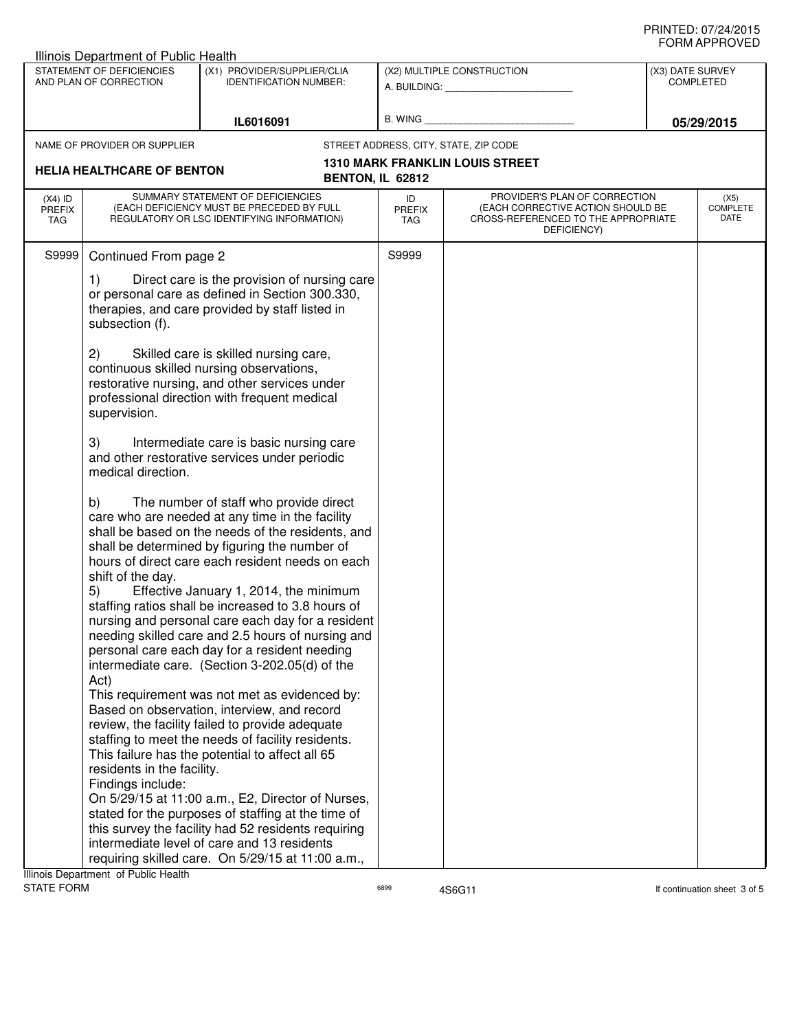PRINTED: 07/24/2015
FORM APPROVED

Illinois Department of Public Health

| STATEMENT OF DEFICIENCIES AND PLAN OF CORRECTION | (X1) PROVIDER/SUPPLIER/CLIA IDENTIFICATION NUMBER: | (X2) MULTIPLE CONSTRUCTION | (X3) DATE SURVEY COMPLETED |
|---|---|---|---|
| | IL6016091 | A. BUILDING: ______ B. WING ______ | 05/29/2015 |

NAME OF PROVIDER OR SUPPLIER: **HELIA HEALTHCARE OF BENTON**

STREET ADDRESS, CITY, STATE, ZIP CODE: **1310 MARK FRANKLIN LOUIS STREET, BENTON, IL 62812**

| (X4) ID PREFIX TAG | SUMMARY STATEMENT OF DEFICIENCIES (EACH DEFICIENCY MUST BE PRECEDED BY FULL REGULATORY OR LSC IDENTIFYING INFORMATION) | ID PREFIX TAG | PROVIDER'S PLAN OF CORRECTION (EACH CORRECTIVE ACTION SHOULD BE CROSS-REFERENCED TO THE APPROPRIATE DEFICIENCY) | (X5) COMPLETE DATE |
|---|---|---|---|---|
| S9999 | Continued From page 2 | S9999 | | |

1) Direct care is the provision of nursing care or personal care as defined in Section 300.330, therapies, and care provided by staff listed in subsection (f).

2) Skilled care is skilled nursing care, continuous skilled nursing observations, restorative nursing, and other services under professional direction with frequent medical supervision.

3) Intermediate care is basic nursing care and other restorative services under periodic medical direction.

b) The number of staff who provide direct care who are needed at any time in the facility shall be based on the needs of the residents, and shall be determined by figuring the number of hours of direct care each resident needs on each shift of the day.

5) Effective January 1, 2014, the minimum staffing ratios shall be increased to 3.8 hours of nursing and personal care each day for a resident needing skilled care and 2.5 hours of nursing and personal care each day for a resident needing intermediate care. (Section 3-202.05(d) of the Act)

This requirement was not met as evidenced by:
Based on observation, interview, and record review, the facility failed to provide adequate staffing to meet the needs of facility residents. This failure has the potential to affect all 65 residents in the facility.

Findings include:
On 5/29/15 at 11:00 a.m., E2, Director of Nurses, stated for the purposes of staffing at the time of this survey the facility had 52 residents requiring intermediate level of care and 13 residents requiring skilled care. On 5/29/15 at 11:00 a.m.,

Illinois Department of Public Health
STATE FORM 6899 4S6G11 If continuation sheet 3 of 5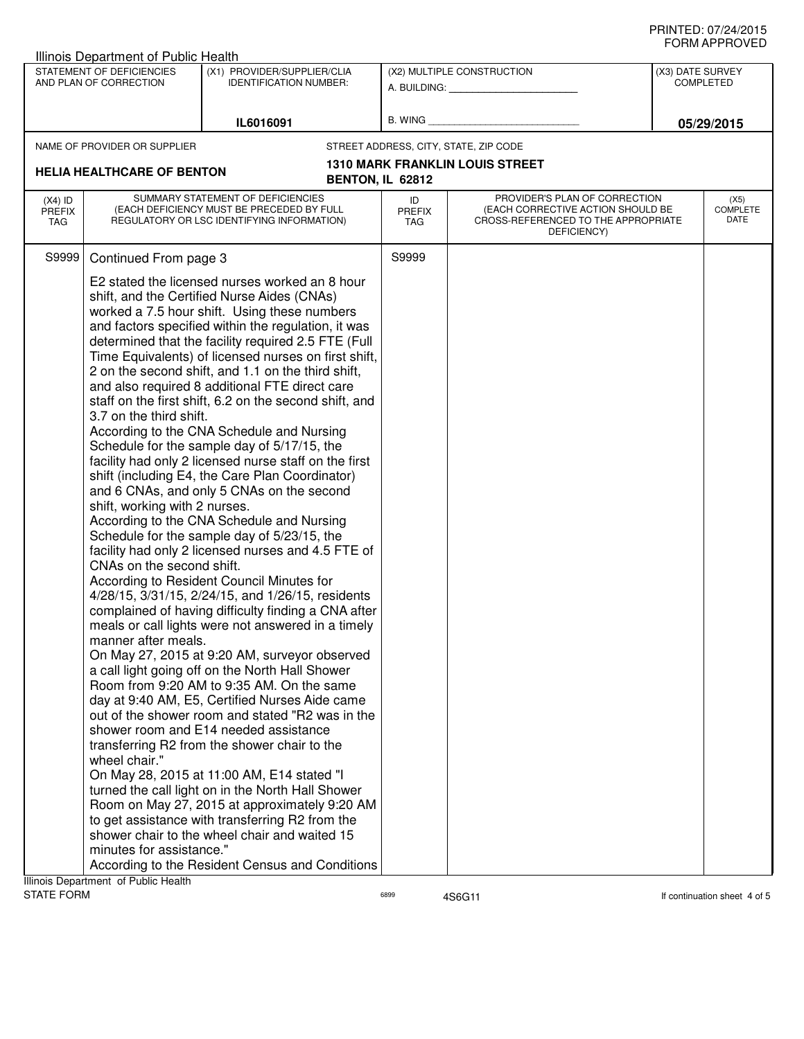Illinois Department of Public Health

| STATEMENT OF DEFICIENCIES AND PLAN OF CORRECTION | (X1) PROVIDER/SUPPLIER/CLIA IDENTIFICATION NUMBER: | (X2) MULTIPLE CONSTRUCTION | (X3) DATE SURVEY COMPLETED |
|---|---|---|---|
| | IL6016091 | A. BUILDING: ___ B. WING ___ | 05/29/2015 |

NAME OF PROVIDER OR SUPPLIER: **HELIA HEALTHCARE OF BENTON**

STREET ADDRESS, CITY, STATE, ZIP CODE: **1310 MARK FRANKLIN LOUIS STREET, BENTON, IL 62812**

| (X4) ID PREFIX TAG | SUMMARY STATEMENT OF DEFICIENCIES (EACH DEFICIENCY MUST BE PRECEDED BY FULL REGULATORY OR LSC IDENTIFYING INFORMATION) | ID PREFIX TAG | PROVIDER'S PLAN OF CORRECTION (EACH CORRECTIVE ACTION SHOULD BE CROSS-REFERENCED TO THE APPROPRIATE DEFICIENCY) | (X5) COMPLETE DATE |
|---|---|---|---|---|
| S9999 | Continued From page 3 | S9999 | | |

E2 stated the licensed nurses worked an 8 hour shift, and the Certified Nurse Aides (CNAs) worked a 7.5 hour shift. Using these numbers and factors specified within the regulation, it was determined that the facility required 2.5 FTE (Full Time Equivalents) of licensed nurses on first shift, 2 on the second shift, and 1.1 on the third shift, and also required 8 additional FTE direct care staff on the first shift, 6.2 on the second shift, and 3.7 on the third shift.

According to the CNA Schedule and Nursing Schedule for the sample day of 5/17/15, the facility had only 2 licensed nurse staff on the first shift (including E4, the Care Plan Coordinator) and 6 CNAs, and only 5 CNAs on the second shift, working with 2 nurses.

According to the CNA Schedule and Nursing Schedule for the sample day of 5/23/15, the facility had only 2 licensed nurses and 4.5 FTE of CNAs on the second shift.

According to Resident Council Minutes for 4/28/15, 3/31/15, 2/24/15, and 1/26/15, residents complained of having difficulty finding a CNA after meals or call lights were not answered in a timely manner after meals.

On May 27, 2015 at 9:20 AM, surveyor observed a call light going off on the North Hall Shower Room from 9:20 AM to 9:35 AM. On the same day at 9:40 AM, E5, Certified Nurses Aide came out of the shower room and stated "R2 was in the shower room and E14 needed assistance transferring R2 from the shower chair to the wheel chair."

On May 28, 2015 at 11:00 AM, E14 stated "I turned the call light on in the North Hall Shower Room on May 27, 2015 at approximately 9:20 AM to get assistance with transferring R2 from the shower chair to the wheel chair and waited 15 minutes for assistance."

According to the Resident Census and Conditions

Illinois Department of Public Health
STATE FORM 6899 4S6G11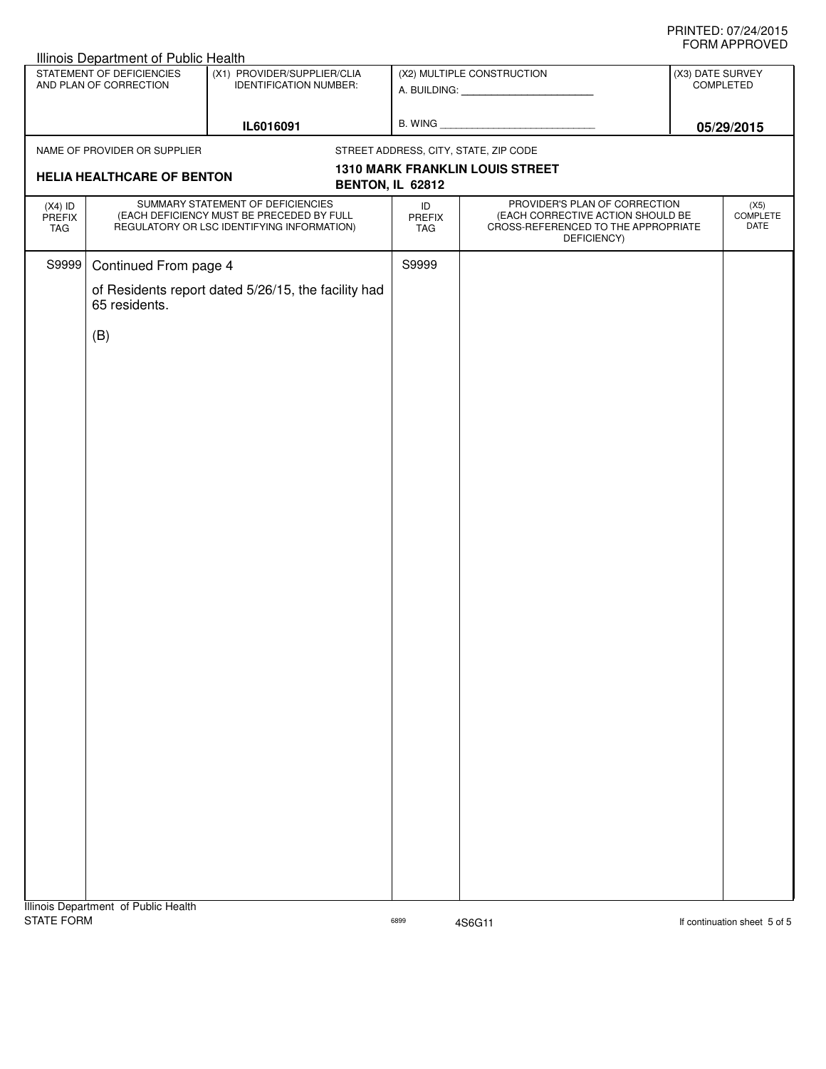Illinois Department of Public Health

| STATEMENT OF DEFICIENCIES AND PLAN OF CORRECTION | (X1) PROVIDER/SUPPLIER/CLIA IDENTIFICATION NUMBER: | (X2) MULTIPLE CONSTRUCTION | (X3) DATE SURVEY COMPLETED |
|---|---|---|---|
| | IL6016091 | A. BUILDING: ________ B. WING ________ | 05/29/2015 |

| NAME OF PROVIDER OR SUPPLIER | STREET ADDRESS, CITY, STATE, ZIP CODE |
|---|---|
| HELIA HEALTHCARE OF BENTON | 1310 MARK FRANKLIN LOUIS STREET BENTON, IL 62812 |

| (X4) ID PREFIX TAG | SUMMARY STATEMENT OF DEFICIENCIES (EACH DEFICIENCY MUST BE PRECEDED BY FULL REGULATORY OR LSC IDENTIFYING INFORMATION) | ID PREFIX TAG | PROVIDER'S PLAN OF CORRECTION (EACH CORRECTIVE ACTION SHOULD BE CROSS-REFERENCED TO THE APPROPRIATE DEFICIENCY) | (X5) COMPLETE DATE |
|---|---|---|---|---|
| S9999 | Continued From page 4<br><br>of Residents report dated 5/26/15, the facility had 65 residents.<br><br>(B) | S9999 | | |

Illinois Department of Public Health
STATE FORM 6899 4S6G11